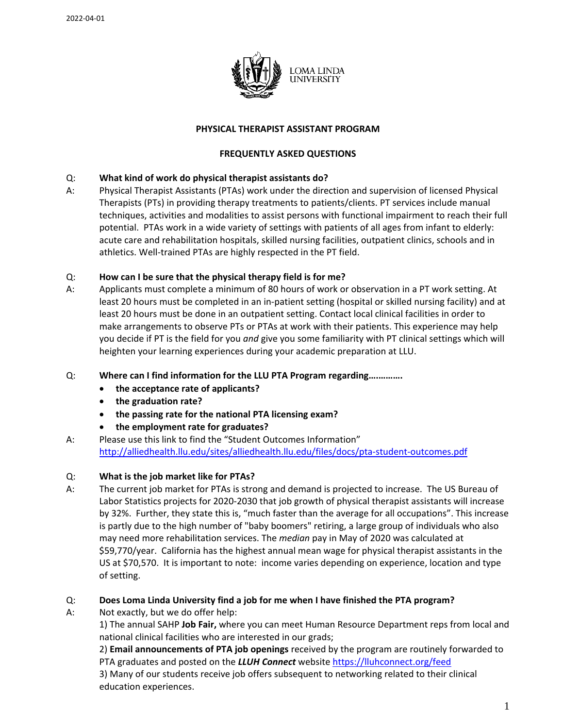2022-04-01

LOMA LINDA UNIVERSITY

## PHYSICAL THERAPIST ASSISTANT PROGRAM

## FREQUENTLY ASKED QUESTIONS

Q: **What kind of work do physical therapist assistants do?**

A: Physical Therapist Assistants (PTAs) work under the direction and supervision of licensed Physical Therapists (PTs) in providing therapy treatments to patients/clients. PT services include manual techniques, activities and modalities to assist persons with functional impairment to reach their full potential. PTAs work in a wide variety of settings with patients of all ages from infant to elderly: acute care and rehabilitation hospitals, skilled nursing facilities, outpatient clinics, schools and in athletics. Well-trained PTAs are highly respected in the PT field.

Q: **How can I be sure that the physical therapy field is for me?**

A: Applicants must complete a minimum of 80 hours of work or observation in a PT work setting. At least 20 hours must be completed in an in-patient setting (hospital or skilled nursing facility) and at least 20 hours must be done in an outpatient setting. Contact local clinical facilities in order to make arrangements to observe PTs or PTAs at work with their patients. This experience may help you decide if PT is the field for you *and* give you some familiarity with PT clinical settings which will heighten your learning experiences during your academic preparation at LLU.

Q: **Where can I find information for the LLU PTA Program regarding………….**

- **the acceptance rate of applicants?**
- **the graduation rate?**
- **the passing rate for the national PTA licensing exam?**
- **the employment rate for graduates?**

A: Please use this link to find the "Student Outcomes Information"
http://alliedhealth.llu.edu/sites/alliedhealth.llu.edu/files/docs/pta-student-outcomes.pdf

Q: **What is the job market like for PTAs?**

A: The current job market for PTAs is strong and demand is projected to increase. The US Bureau of Labor Statistics projects for 2020-2030 that job growth of physical therapist assistants will increase by 32%. Further, they state this is, "much faster than the average for all occupations". This increase is partly due to the high number of "baby boomers" retiring, a large group of individuals who also may need more rehabilitation services. The *median* pay in May of 2020 was calculated at $59,770/year. California has the highest annual mean wage for physical therapist assistants in the US at $70,570. It is important to note: income varies depending on experience, location and type of setting.

Q: **Does Loma Linda University find a job for me when I have finished the PTA program?**

A: Not exactly, but we do offer help:

1) The annual SAHP **Job Fair,** where you can meet Human Resource Department reps from local and national clinical facilities who are interested in our grads;

2) **Email announcements of PTA job openings** received by the program are routinely forwarded to PTA graduates and posted on the ***LLUH Connect*** website https://lluhconnect.org/feed

3) Many of our students receive job offers subsequent to networking related to their clinical education experiences.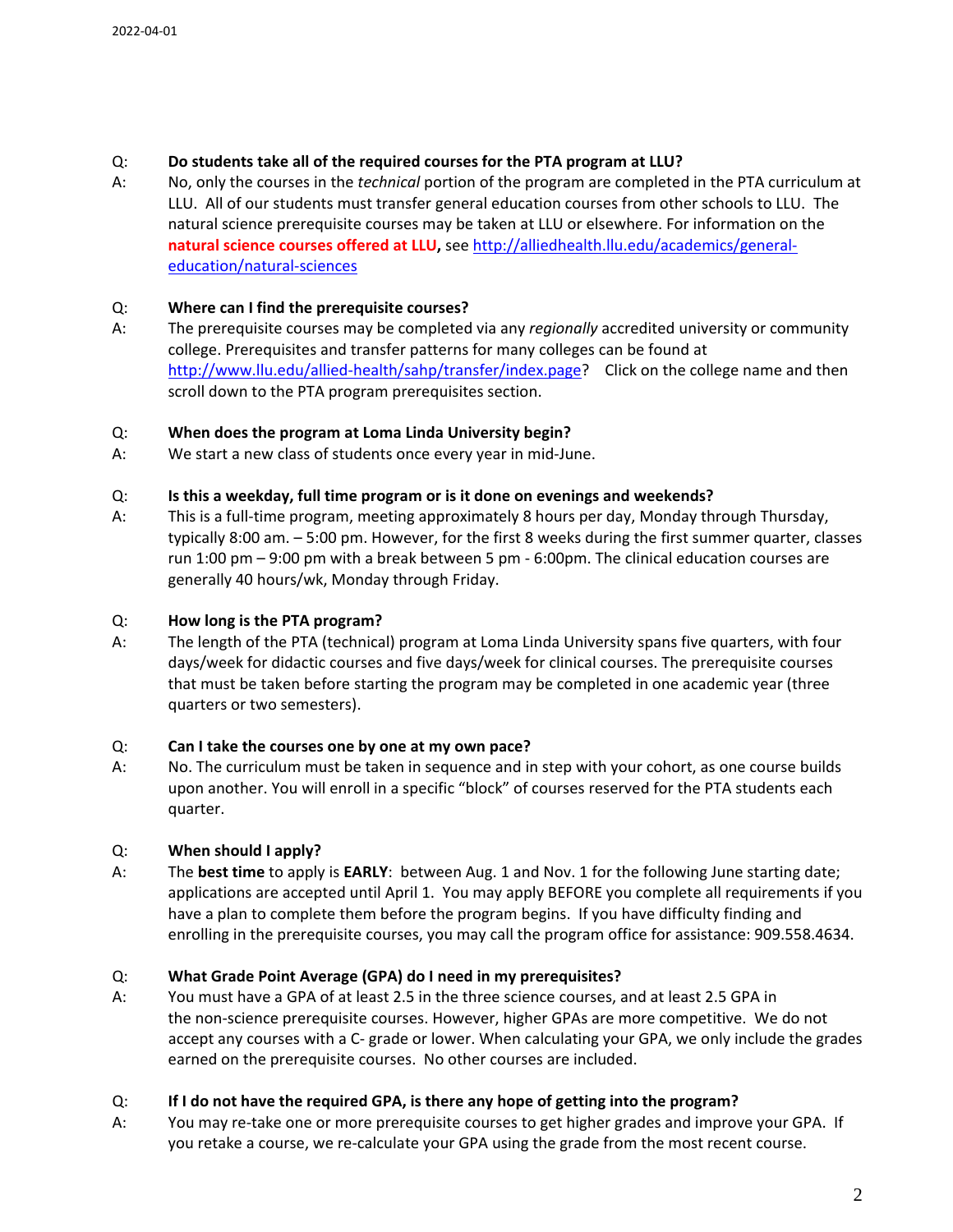Q: **Do students take all of the required courses for the PTA program at LLU?**

A: No, only the courses in the *technical* portion of the program are completed in the PTA curriculum at LLU. All of our students must transfer general education courses from other schools to LLU. The natural science prerequisite courses may be taken at LLU or elsewhere. For information on the **natural science courses offered at LLU,** see [http://alliedhealth.llu.edu/academics/general-education/natural-sciences](http://alliedhealth.llu.edu/academics/general-education/natural-sciences)

Q: **Where can I find the prerequisite courses?**

A: The prerequisite courses may be completed via any *regionally* accredited university or community college. Prerequisites and transfer patterns for many colleges can be found at [http://www.llu.edu/allied-health/sahp/transfer/index.page](http://www.llu.edu/allied-health/sahp/transfer/index.page)? Click on the college name and then scroll down to the PTA program prerequisites section.

Q: **When does the program at Loma Linda University begin?**

A: We start a new class of students once every year in mid-June.

Q: **Is this a weekday, full time program or is it done on evenings and weekends?**

A: This is a full-time program, meeting approximately 8 hours per day, Monday through Thursday, typically 8:00 am. – 5:00 pm. However, for the first 8 weeks during the first summer quarter, classes run 1:00 pm – 9:00 pm with a break between 5 pm - 6:00pm. The clinical education courses are generally 40 hours/wk, Monday through Friday.

Q: **How long is the PTA program?**

A: The length of the PTA (technical) program at Loma Linda University spans five quarters, with four days/week for didactic courses and five days/week for clinical courses. The prerequisite courses that must be taken before starting the program may be completed in one academic year (three quarters or two semesters).

Q: **Can I take the courses one by one at my own pace?**

A: No. The curriculum must be taken in sequence and in step with your cohort, as one course builds upon another. You will enroll in a specific "block" of courses reserved for the PTA students each quarter.

Q: **When should I apply?**

A: The **best time** to apply is **EARLY**: between Aug. 1 and Nov. 1 for the following June starting date; applications are accepted until April 1. You may apply BEFORE you complete all requirements if you have a plan to complete them before the program begins. If you have difficulty finding and enrolling in the prerequisite courses, you may call the program office for assistance: 909.558.4634.

Q: **What Grade Point Average (GPA) do I need in my prerequisites?**

A: You must have a GPA of at least 2.5 in the three science courses, and at least 2.5 GPA in the non-science prerequisite courses. However, higher GPAs are more competitive. We do not accept any courses with a C- grade or lower. When calculating your GPA, we only include the grades earned on the prerequisite courses. No other courses are included.

Q: **If I do not have the required GPA, is there any hope of getting into the program?**

A: You may re-take one or more prerequisite courses to get higher grades and improve your GPA. If you retake a course, we re-calculate your GPA using the grade from the most recent course.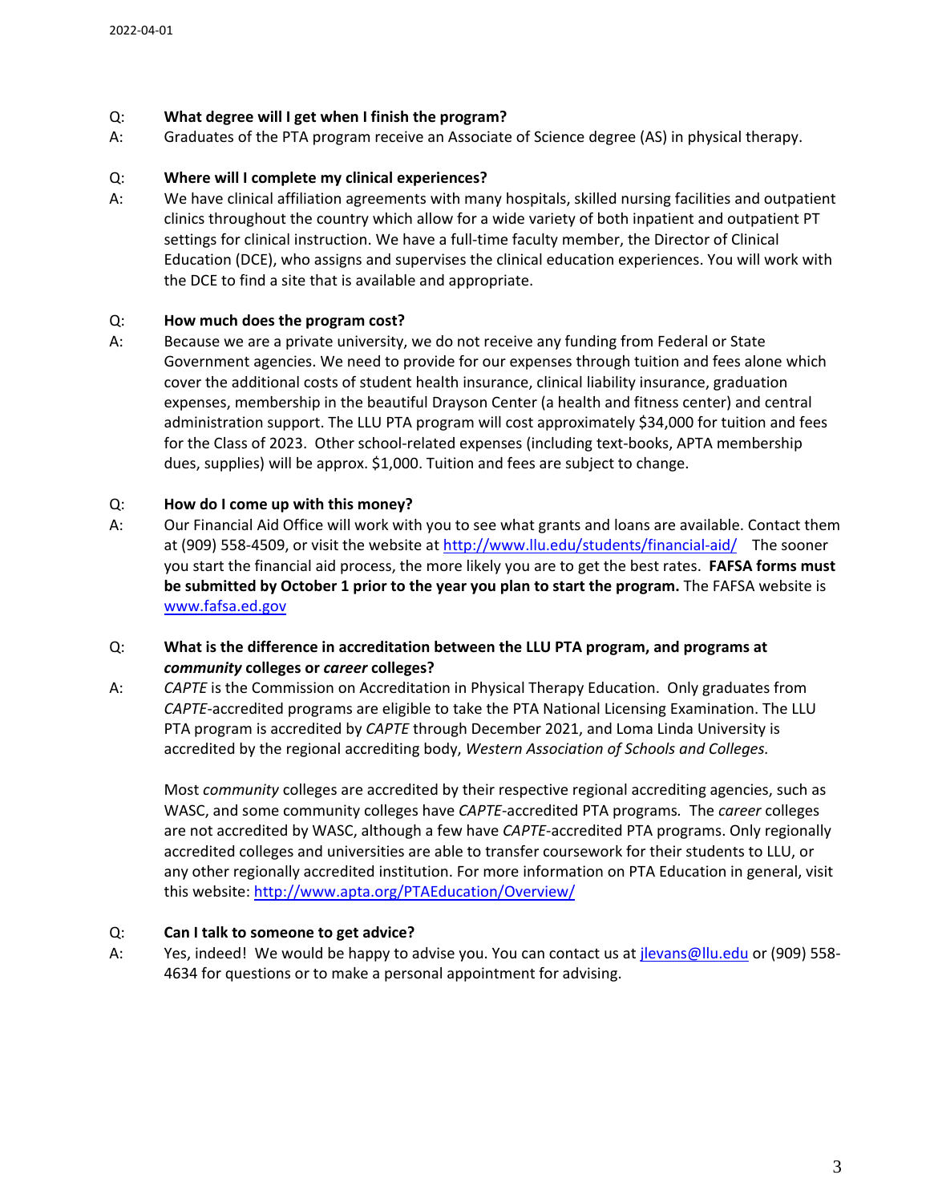Q: **What degree will I get when I finish the program?**

A: Graduates of the PTA program receive an Associate of Science degree (AS) in physical therapy.

Q: **Where will I complete my clinical experiences?**

A: We have clinical affiliation agreements with many hospitals, skilled nursing facilities and outpatient clinics throughout the country which allow for a wide variety of both inpatient and outpatient PT settings for clinical instruction. We have a full-time faculty member, the Director of Clinical Education (DCE), who assigns and supervises the clinical education experiences. You will work with the DCE to find a site that is available and appropriate.

Q: **How much does the program cost?**

A: Because we are a private university, we do not receive any funding from Federal or State Government agencies. We need to provide for our expenses through tuition and fees alone which cover the additional costs of student health insurance, clinical liability insurance, graduation expenses, membership in the beautiful Drayson Center (a health and fitness center) and central administration support. The LLU PTA program will cost approximately $34,000 for tuition and fees for the Class of 2023. Other school-related expenses (including text-books, APTA membership dues, supplies) will be approx. $1,000. Tuition and fees are subject to change.

Q: **How do I come up with this money?**

A: Our Financial Aid Office will work with you to see what grants and loans are available. Contact them at (909) 558-4509, or visit the website at http://www.llu.edu/students/financial-aid/ The sooner you start the financial aid process, the more likely you are to get the best rates. **FAFSA forms must be submitted by October 1 prior to the year you plan to start the program.** The FAFSA website is www.fafsa.ed.gov

Q: **What is the difference in accreditation between the LLU PTA program, and programs at *community* colleges or *career* colleges?**

A: *CAPTE* is the Commission on Accreditation in Physical Therapy Education. Only graduates from *CAPTE*-accredited programs are eligible to take the PTA National Licensing Examination. The LLU PTA program is accredited by *CAPTE* through December 2021, and Loma Linda University is accredited by the regional accrediting body, *Western Association of Schools and Colleges.*

Most *community* colleges are accredited by their respective regional accrediting agencies, such as WASC, and some community colleges have *CAPTE*-accredited PTA programs. The *career* colleges are not accredited by WASC, although a few have *CAPTE*-accredited PTA programs. Only regionally accredited colleges and universities are able to transfer coursework for their students to LLU, or any other regionally accredited institution. For more information on PTA Education in general, visit this website: http://www.apta.org/PTAEducation/Overview/

Q: **Can I talk to someone to get advice?**

A: Yes, indeed! We would be happy to advise you. You can contact us at jlevans@llu.edu or (909) 558-4634 for questions or to make a personal appointment for advising.